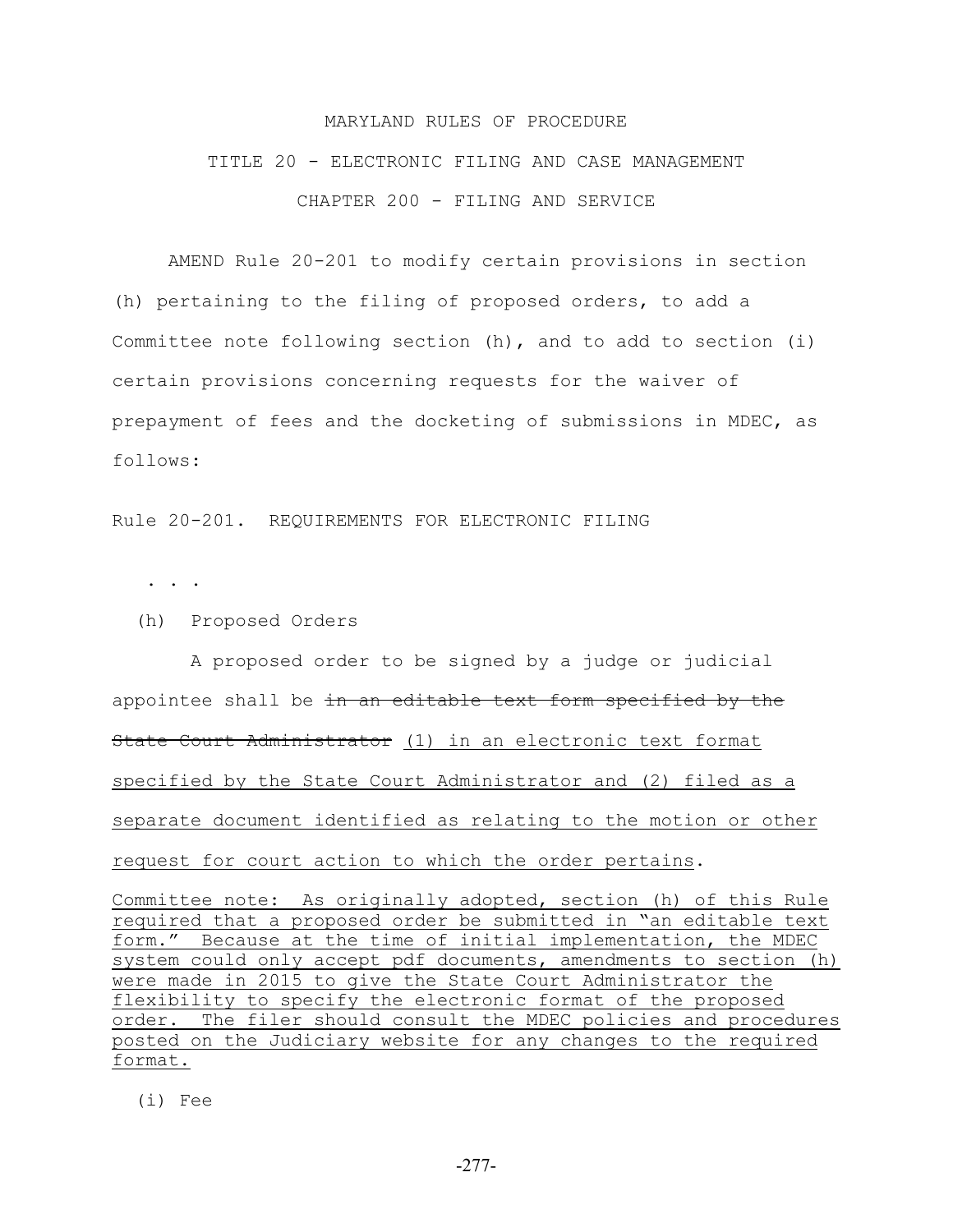MARYLAND RULES OF PROCEDURE

TITLE 20 - ELECTRONIC FILING AND CASE MANAGEMENT

CHAPTER 200 - FILING AND SERVICE

AMEND Rule 20-201 to modify certain provisions in section (h) pertaining to the filing of proposed orders, to add a Committee note following section (h), and to add to section (i) certain provisions concerning requests for the waiver of prepayment of fees and the docketing of submissions in MDEC, as follows:

Rule 20-201. REQUIREMENTS FOR ELECTRONIC FILING

. . .

(h) Proposed Orders

A proposed order to be signed by a judge or judicial appointee shall be ~~in an editable text form specified by the State Court Administrator~~ <u>(1) in an electronic text format specified by the State Court Administrator and (2) filed as a separate document identified as relating to the motion or other request for court action to which the order pertains</u>.

<u>Committee note: As originally adopted, section (h) of this Rule required that a proposed order be submitted in "an editable text form." Because at the time of initial implementation, the MDEC system could only accept pdf documents, amendments to section (h) were made in 2015 to give the State Court Administrator the flexibility to specify the electronic format of the proposed order. The filer should consult the MDEC policies and procedures posted on the Judiciary website for any changes to the required format.</u>

(i) Fee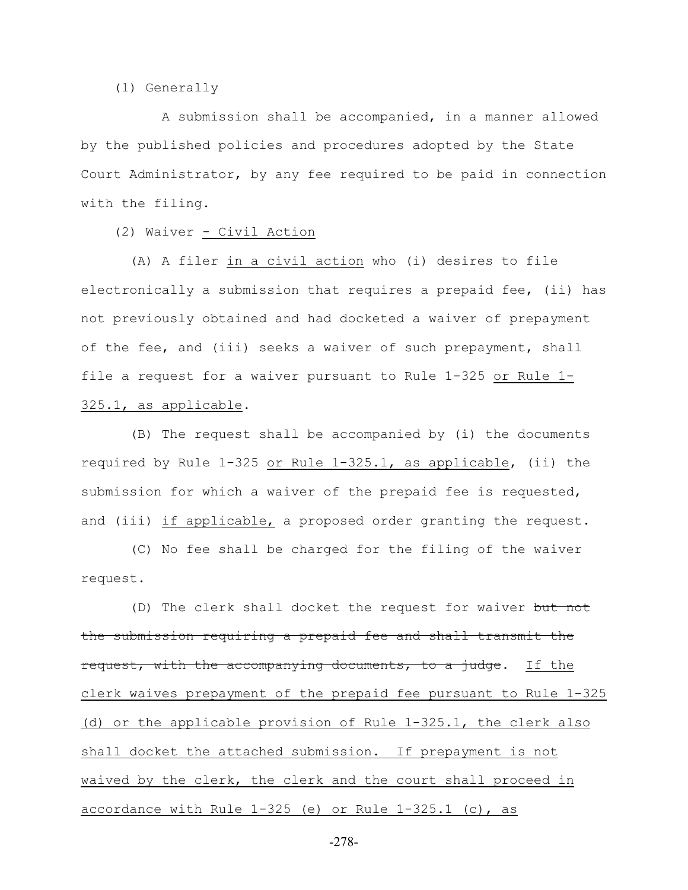(1) Generally

A submission shall be accompanied, in a manner allowed by the published policies and procedures adopted by the State Court Administrator, by any fee required to be paid in connection with the filing.

(2) Waiver <u>- Civil Action</u>

(A) A filer <u>in a civil action</u> who (i) desires to file electronically a submission that requires a prepaid fee, (ii) has not previously obtained and had docketed a waiver of prepayment of the fee, and (iii) seeks a waiver of such prepayment, shall file a request for a waiver pursuant to Rule 1-325 <u>or Rule 1-325.1, as applicable</u>.

(B) The request shall be accompanied by (i) the documents required by Rule 1-325 <u>or Rule 1-325.1, as applicable</u>, (ii) the submission for which a waiver of the prepaid fee is requested, and (iii) <u>if applicable,</u> a proposed order granting the request.

(C) No fee shall be charged for the filing of the waiver request.

(D) The clerk shall docket the request for waiver ~~but not the submission requiring a prepaid fee and shall transmit the request, with the accompanying documents, to a judge~~. <u>If the clerk waives prepayment of the prepaid fee pursuant to Rule 1-325 (d) or the applicable provision of Rule 1-325.1, the clerk also shall docket the attached submission. If prepayment is not waived by the clerk, the clerk and the court shall proceed in accordance with Rule 1-325 (e) or Rule 1-325.1 (c), as</u>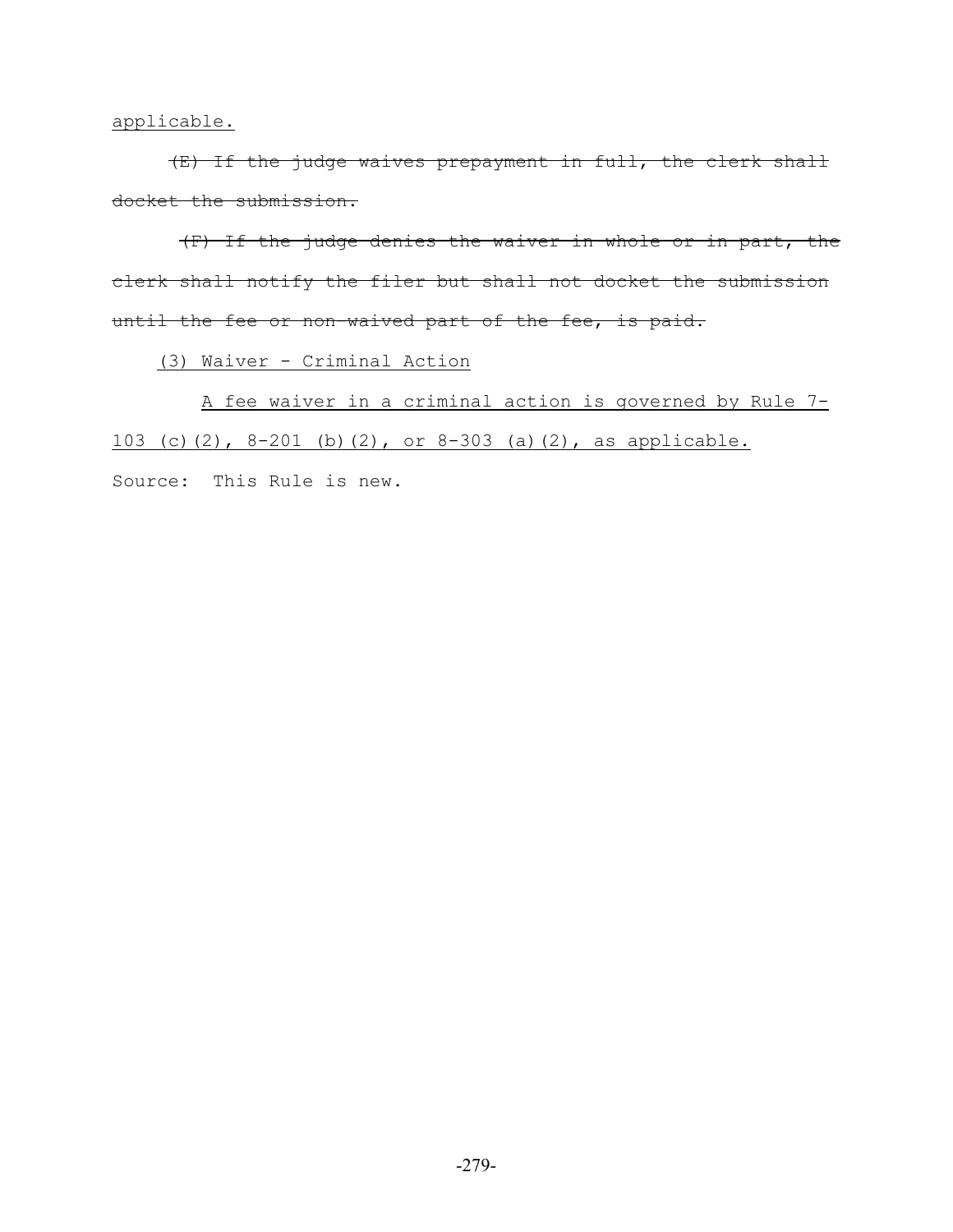<u>applicable.</u>

~~(E) If the judge waives prepayment in full, the clerk shall docket the submission.~~

~~(F) If the judge denies the waiver in whole or in part, the clerk shall notify the filer but shall not docket the submission until the fee or non-waived part of the fee, is paid.~~

<u>(3) Waiver - Criminal Action</u>

<u>A fee waiver in a criminal action is governed by Rule 7-103 (c)(2), 8-201 (b)(2), or 8-303 (a)(2), as applicable.</u>

Source: This Rule is new.